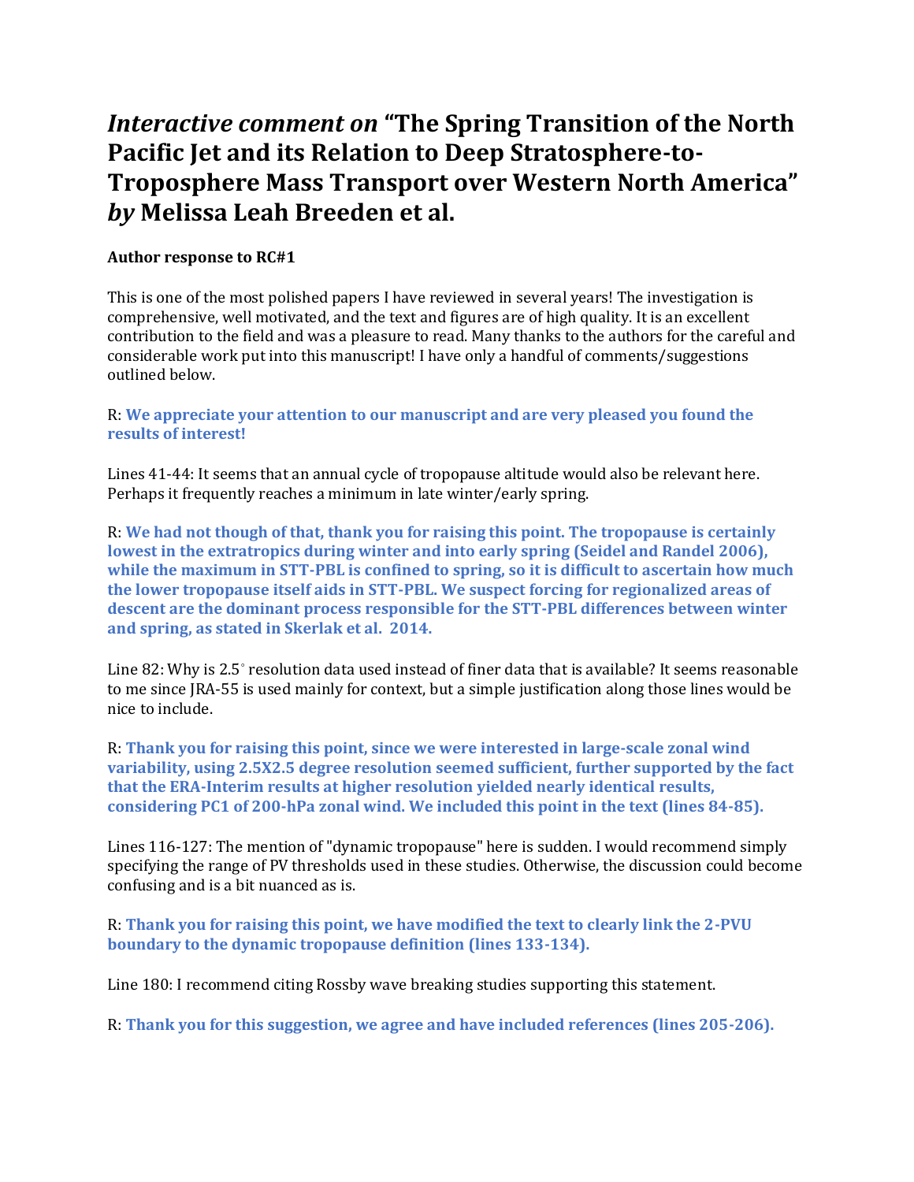# *Interactive comment on* "The Spring Transition of the North Pacific Jet and its Relation to Deep Stratosphere-to-Troposphere Mass Transport over Western North America" *by* Melissa Leah Breeden et al.

**Author response to RC#1**

This is one of the most polished papers I have reviewed in several years! The investigation is comprehensive, well motivated, and the text and figures are of high quality. It is an excellent contribution to the field and was a pleasure to read. Many thanks to the authors for the careful and considerable work put into this manuscript! I have only a handful of comments/suggestions outlined below.

R: **We appreciate your attention to our manuscript and are very pleased you found the results of interest!**

Lines 41-44: It seems that an annual cycle of tropopause altitude would also be relevant here. Perhaps it frequently reaches a minimum in late winter/early spring.

R: **We had not though of that, thank you for raising this point. The tropopause is certainly lowest in the extratropics during winter and into early spring (Seidel and Randel 2006), while the maximum in STT-PBL is confined to spring, so it is difficult to ascertain how much the lower tropopause itself aids in STT-PBL. We suspect forcing for regionalized areas of descent are the dominant process responsible for the STT-PBL differences between winter and spring, as stated in Skerlak et al. 2014.**

Line 82: Why is 2.5$^\circ$ resolution data used instead of finer data that is available? It seems reasonable to me since JRA-55 is used mainly for context, but a simple justification along those lines would be nice to include.

R: **Thank you for raising this point, since we were interested in large-scale zonal wind variability, using 2.5X2.5 degree resolution seemed sufficient, further supported by the fact that the ERA-Interim results at higher resolution yielded nearly identical results, considering PC1 of 200-hPa zonal wind. We included this point in the text (lines 84-85).**

Lines 116-127: The mention of "dynamic tropopause" here is sudden. I would recommend simply specifying the range of PV thresholds used in these studies. Otherwise, the discussion could become confusing and is a bit nuanced as is.

R: **Thank you for raising this point, we have modified the text to clearly link the 2-PVU boundary to the dynamic tropopause definition (lines 133-134).**

Line 180: I recommend citing Rossby wave breaking studies supporting this statement.

R: **Thank you for this suggestion, we agree and have included references (lines 205-206).**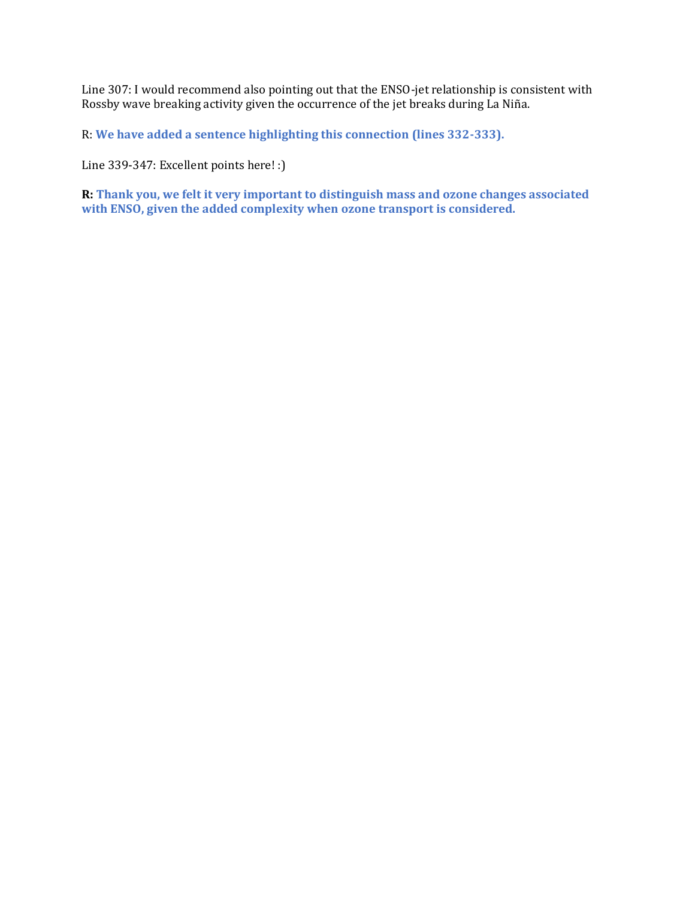Line 307: I would recommend also pointing out that the ENSO-jet relationship is consistent with Rossby wave breaking activity given the occurrence of the jet breaks during La Niña.

R: **We have added a sentence highlighting this connection (lines 332-333).**

Line 339-347: Excellent points here! :)

**R: Thank you, we felt it very important to distinguish mass and ozone changes associated with ENSO, given the added complexity when ozone transport is considered.**